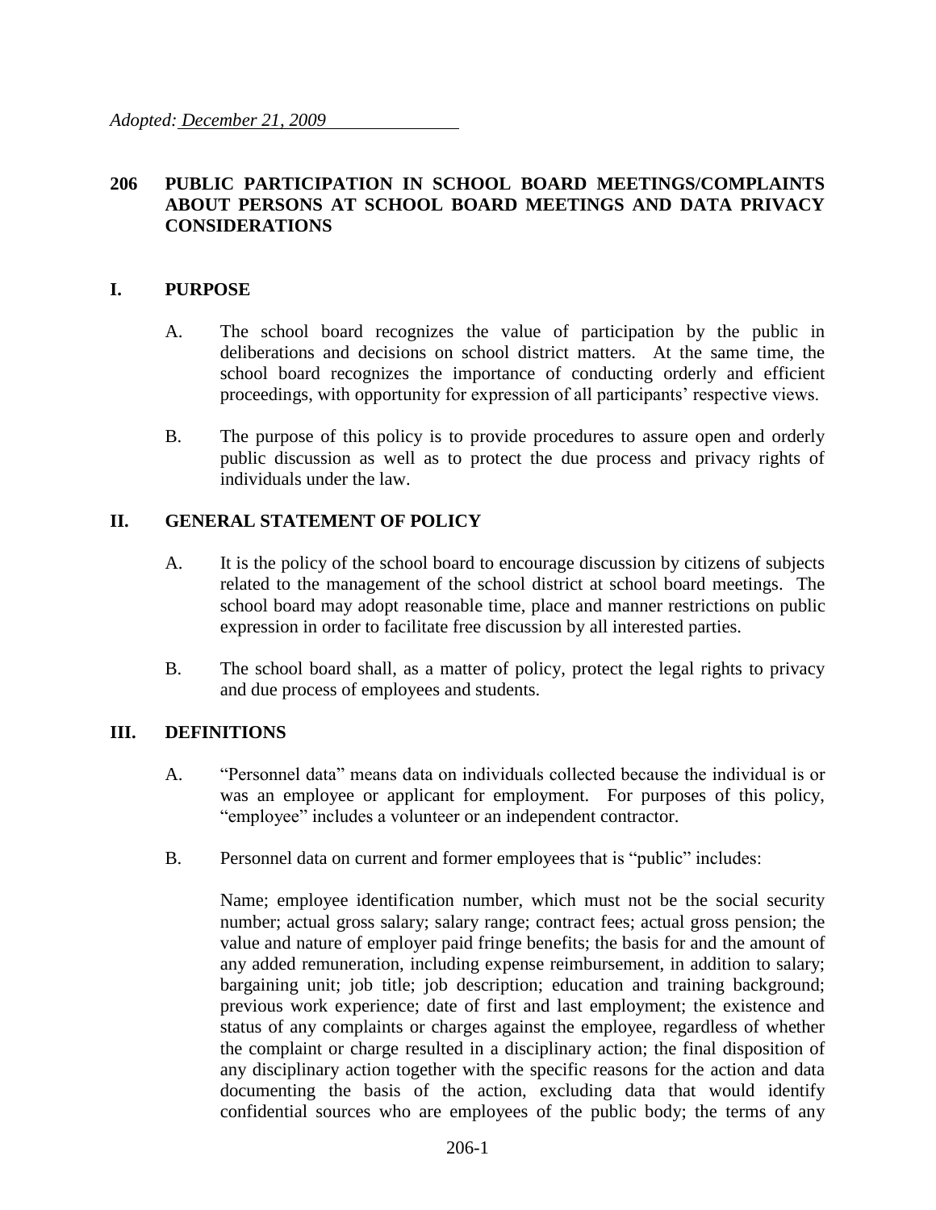*Adopted: December 21, 2009*

# 206 PUBLIC PARTICIPATION IN SCHOOL BOARD MEETINGS/COMPLAINTS ABOUT PERSONS AT SCHOOL BOARD MEETINGS AND DATA PRIVACY CONSIDERATIONS

## I. PURPOSE

A. The school board recognizes the value of participation by the public in deliberations and decisions on school district matters. At the same time, the school board recognizes the importance of conducting orderly and efficient proceedings, with opportunity for expression of all participants' respective views.

B. The purpose of this policy is to provide procedures to assure open and orderly public discussion as well as to protect the due process and privacy rights of individuals under the law.

## II. GENERAL STATEMENT OF POLICY

A. It is the policy of the school board to encourage discussion by citizens of subjects related to the management of the school district at school board meetings. The school board may adopt reasonable time, place and manner restrictions on public expression in order to facilitate free discussion by all interested parties.

B. The school board shall, as a matter of policy, protect the legal rights to privacy and due process of employees and students.

## III. DEFINITIONS

A. "Personnel data" means data on individuals collected because the individual is or was an employee or applicant for employment. For purposes of this policy, "employee" includes a volunteer or an independent contractor.

B. Personnel data on current and former employees that is "public" includes:

Name; employee identification number, which must not be the social security number; actual gross salary; salary range; contract fees; actual gross pension; the value and nature of employer paid fringe benefits; the basis for and the amount of any added remuneration, including expense reimbursement, in addition to salary; bargaining unit; job title; job description; education and training background; previous work experience; date of first and last employment; the existence and status of any complaints or charges against the employee, regardless of whether the complaint or charge resulted in a disciplinary action; the final disposition of any disciplinary action together with the specific reasons for the action and data documenting the basis of the action, excluding data that would identify confidential sources who are employees of the public body; the terms of any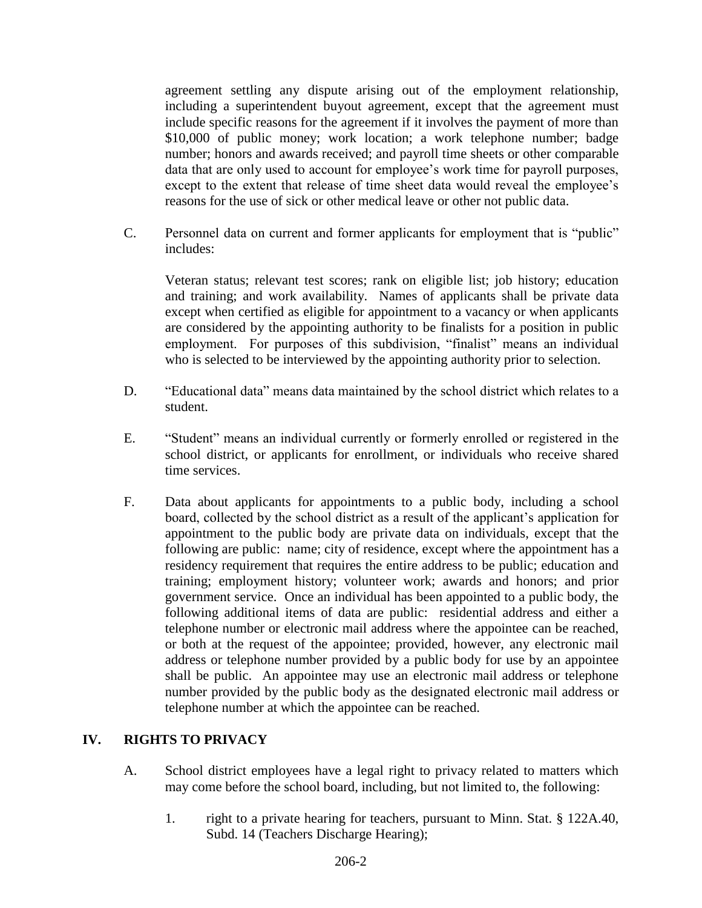agreement settling any dispute arising out of the employment relationship, including a superintendent buyout agreement, except that the agreement must include specific reasons for the agreement if it involves the payment of more than $10,000 of public money; work location; a work telephone number; badge number; honors and awards received; and payroll time sheets or other comparable data that are only used to account for employee's work time for payroll purposes, except to the extent that release of time sheet data would reveal the employee's reasons for the use of sick or other medical leave or other not public data.

C. Personnel data on current and former applicants for employment that is "public" includes:

   Veteran status; relevant test scores; rank on eligible list; job history; education and training; and work availability. Names of applicants shall be private data except when certified as eligible for appointment to a vacancy or when applicants are considered by the appointing authority to be finalists for a position in public employment. For purposes of this subdivision, "finalist" means an individual who is selected to be interviewed by the appointing authority prior to selection.

D. "Educational data" means data maintained by the school district which relates to a student.

E. "Student" means an individual currently or formerly enrolled or registered in the school district, or applicants for enrollment, or individuals who receive shared time services.

F. Data about applicants for appointments to a public body, including a school board, collected by the school district as a result of the applicant's application for appointment to the public body are private data on individuals, except that the following are public: name; city of residence, except where the appointment has a residency requirement that requires the entire address to be public; education and training; employment history; volunteer work; awards and honors; and prior government service. Once an individual has been appointed to a public body, the following additional items of data are public: residential address and either a telephone number or electronic mail address where the appointee can be reached, or both at the request of the appointee; provided, however, any electronic mail address or telephone number provided by a public body for use by an appointee shall be public. An appointee may use an electronic mail address or telephone number provided by the public body as the designated electronic mail address or telephone number at which the appointee can be reached.

## IV. RIGHTS TO PRIVACY

A. School district employees have a legal right to privacy related to matters which may come before the school board, including, but not limited to, the following:

   1. right to a private hearing for teachers, pursuant to Minn. Stat. § 122A.40, Subd. 14 (Teachers Discharge Hearing);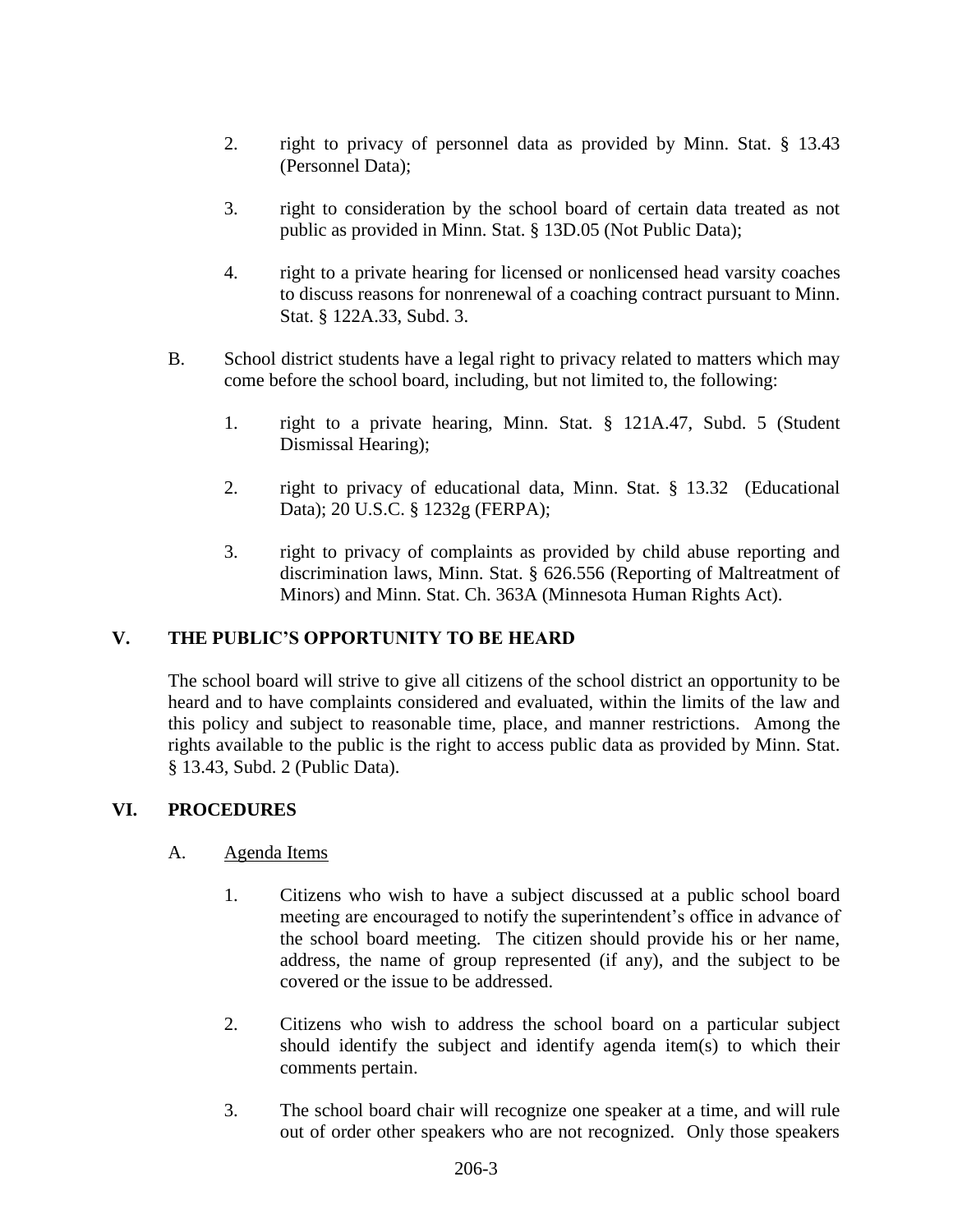2. right to privacy of personnel data as provided by Minn. Stat. § 13.43 (Personnel Data);

3. right to consideration by the school board of certain data treated as not public as provided in Minn. Stat. § 13D.05 (Not Public Data);

4. right to a private hearing for licensed or nonlicensed head varsity coaches to discuss reasons for nonrenewal of a coaching contract pursuant to Minn. Stat. § 122A.33, Subd. 3.

B. School district students have a legal right to privacy related to matters which may come before the school board, including, but not limited to, the following:

1. right to a private hearing, Minn. Stat. § 121A.47, Subd. 5 (Student Dismissal Hearing);

2. right to privacy of educational data, Minn. Stat. § 13.32 (Educational Data); 20 U.S.C. § 1232g (FERPA);

3. right to privacy of complaints as provided by child abuse reporting and discrimination laws, Minn. Stat. § 626.556 (Reporting of Maltreatment of Minors) and Minn. Stat. Ch. 363A (Minnesota Human Rights Act).

## V. THE PUBLIC'S OPPORTUNITY TO BE HEARD

The school board will strive to give all citizens of the school district an opportunity to be heard and to have complaints considered and evaluated, within the limits of the law and this policy and subject to reasonable time, place, and manner restrictions. Among the rights available to the public is the right to access public data as provided by Minn. Stat. § 13.43, Subd. 2 (Public Data).

## VI. PROCEDURES

A. Agenda Items

1. Citizens who wish to have a subject discussed at a public school board meeting are encouraged to notify the superintendent's office in advance of the school board meeting. The citizen should provide his or her name, address, the name of group represented (if any), and the subject to be covered or the issue to be addressed.

2. Citizens who wish to address the school board on a particular subject should identify the subject and identify agenda item(s) to which their comments pertain.

3. The school board chair will recognize one speaker at a time, and will rule out of order other speakers who are not recognized. Only those speakers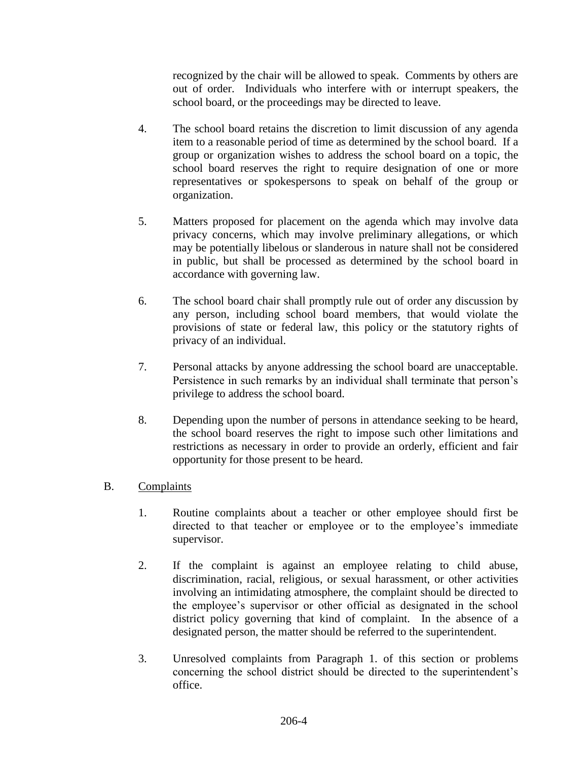recognized by the chair will be allowed to speak. Comments by others are out of order. Individuals who interfere with or interrupt speakers, the school board, or the proceedings may be directed to leave.

4. The school board retains the discretion to limit discussion of any agenda item to a reasonable period of time as determined by the school board. If a group or organization wishes to address the school board on a topic, the school board reserves the right to require designation of one or more representatives or spokespersons to speak on behalf of the group or organization.

5. Matters proposed for placement on the agenda which may involve data privacy concerns, which may involve preliminary allegations, or which may be potentially libelous or slanderous in nature shall not be considered in public, but shall be processed as determined by the school board in accordance with governing law.

6. The school board chair shall promptly rule out of order any discussion by any person, including school board members, that would violate the provisions of state or federal law, this policy or the statutory rights of privacy of an individual.

7. Personal attacks by anyone addressing the school board are unacceptable. Persistence in such remarks by an individual shall terminate that person's privilege to address the school board.

8. Depending upon the number of persons in attendance seeking to be heard, the school board reserves the right to impose such other limitations and restrictions as necessary in order to provide an orderly, efficient and fair opportunity for those present to be heard.

B. Complaints

1. Routine complaints about a teacher or other employee should first be directed to that teacher or employee or to the employee's immediate supervisor.

2. If the complaint is against an employee relating to child abuse, discrimination, racial, religious, or sexual harassment, or other activities involving an intimidating atmosphere, the complaint should be directed to the employee's supervisor or other official as designated in the school district policy governing that kind of complaint. In the absence of a designated person, the matter should be referred to the superintendent.

3. Unresolved complaints from Paragraph 1. of this section or problems concerning the school district should be directed to the superintendent's office.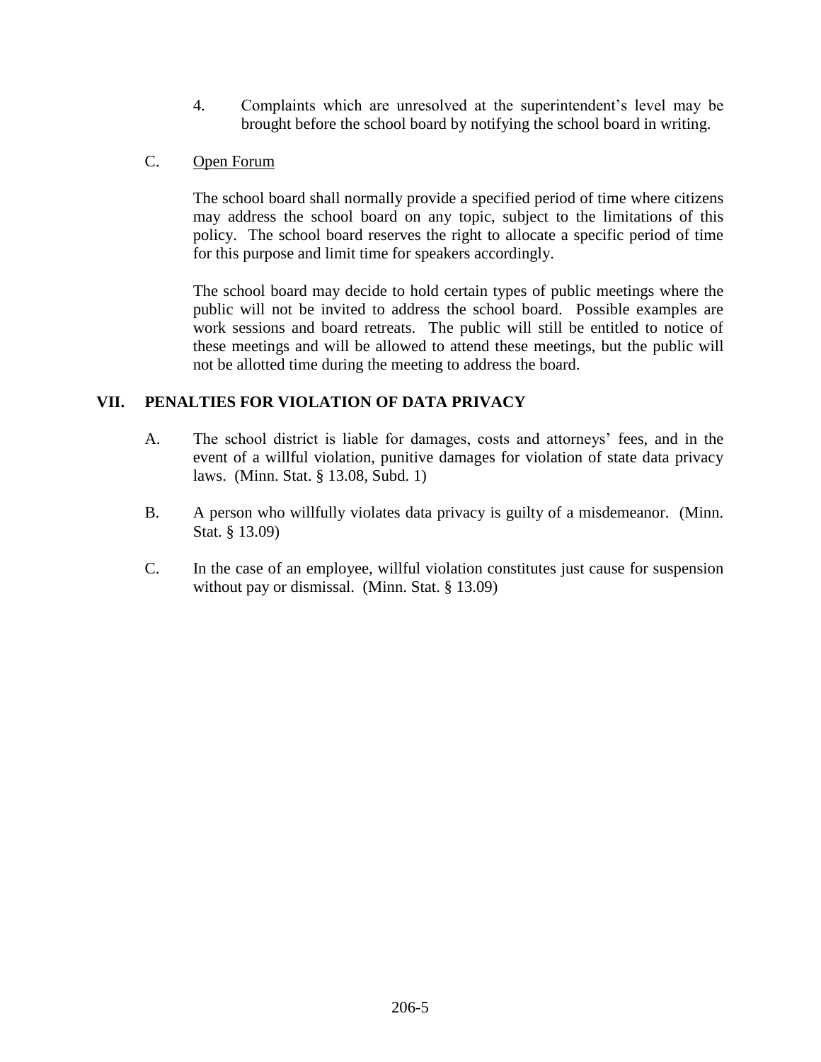4. Complaints which are unresolved at the superintendent's level may be brought before the school board by notifying the school board in writing.

C. Open Forum

The school board shall normally provide a specified period of time where citizens may address the school board on any topic, subject to the limitations of this policy. The school board reserves the right to allocate a specific period of time for this purpose and limit time for speakers accordingly.

The school board may decide to hold certain types of public meetings where the public will not be invited to address the school board. Possible examples are work sessions and board retreats. The public will still be entitled to notice of these meetings and will be allowed to attend these meetings, but the public will not be allotted time during the meeting to address the board.

## VII. PENALTIES FOR VIOLATION OF DATA PRIVACY

A. The school district is liable for damages, costs and attorneys' fees, and in the event of a willful violation, punitive damages for violation of state data privacy laws. (Minn. Stat. § 13.08, Subd. 1)

B. A person who willfully violates data privacy is guilty of a misdemeanor. (Minn. Stat. § 13.09)

C. In the case of an employee, willful violation constitutes just cause for suspension without pay or dismissal. (Minn. Stat. § 13.09)